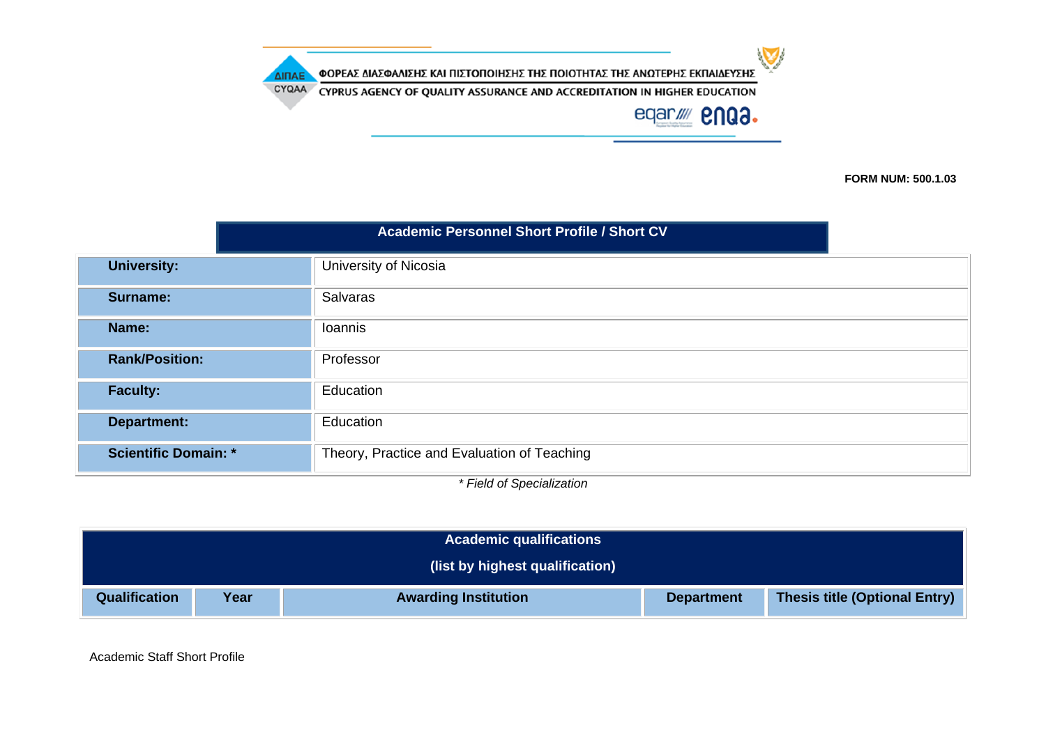ΦΟΡΕΑΣ ΔΙΑΣΦΑΛΙΣΗΣ ΚΑΙ ΠΙΣΤΟΠΟΙΗΣΗΣ ΤΗΣ ΠΟΙΟΤΗΤΑΣ ΤΗΣ ΑΝΩΤΕΡΗΣ ΕΚΠΑΙΔΕΥΣΗΣ

CYPRUS AGENCY OF QUALITY ASSURANCE AND ACCREDITATION IN HIGHER EDUCATION

**FORM NUM: 500.1.03**

## Academic Personnel Short Profile / Short CV

| | |
|---|---|
| **University:** | University of Nicosia |
| **Surname:** | Salvaras |
| **Name:** | Ioannis |
| **Rank/Position:** | Professor |
| **Faculty:** | Education |
| **Department:** | Education |
| **Scientific Domain: *** | Theory, Practice and Evaluation of Teaching |

*\* Field of Specialization*

## Academic qualifications

**(list by highest qualification)**

| Qualification | Year | Awarding Institution | Department | Thesis title (Optional Entry) |
|---|---|---|---|---|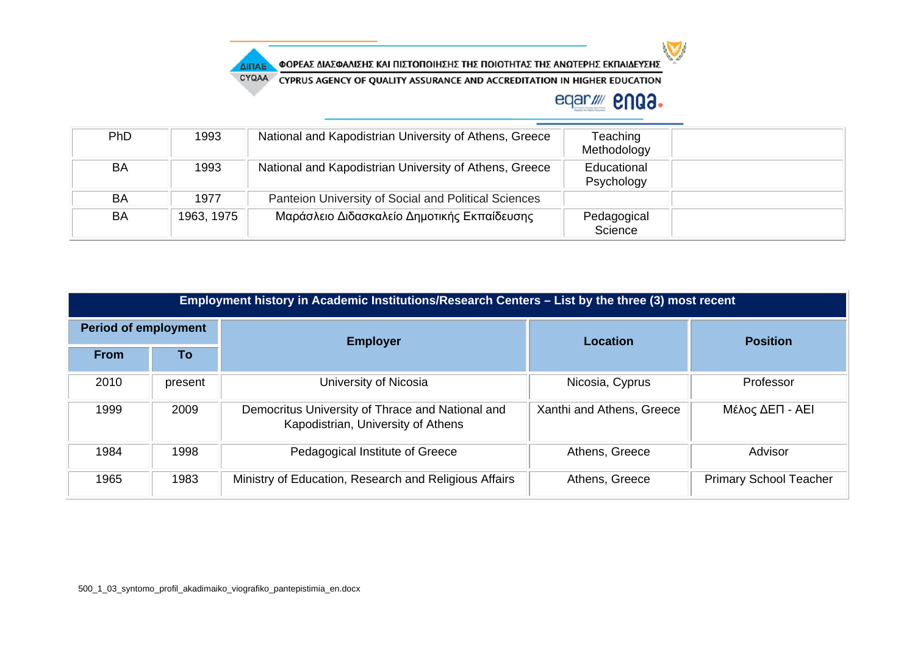| PhD | 1993 | National and Kapodistrian University of Athens, Greece | Teaching Methodology | |
|---|---|---|---|---|
| BA | 1993 | National and Kapodistrian University of Athens, Greece | Educational Psychology | |
| BA | 1977 | Panteion University of Social and Political Sciences | | |
| BA | 1963, 1975 | Μαράσλειο Διδασκαλείο Δημοτικής Εκπαίδευσης | Pedagogical Science | |

| Employment history in Academic Institutions/Research Centers – List by the three (3) most recent | | | | |
|---|---|---|---|---|
| **Period of employment** | | **Employer** | **Location** | **Position** |
| **From** | **To** | | | |
| 2010 | present | University of Nicosia | Nicosia, Cyprus | Professor |
| 1999 | 2009 | Democritus University of Thrace and National and Kapodistrian, University of Athens | Xanthi and Athens, Greece | Μέλος ΔΕΠ - ΑΕΙ |
| 1984 | 1998 | Pedagogical Institute of Greece | Athens, Greece | Advisor |
| 1965 | 1983 | Ministry of Education, Research and Religious Affairs | Athens, Greece | Primary School Teacher |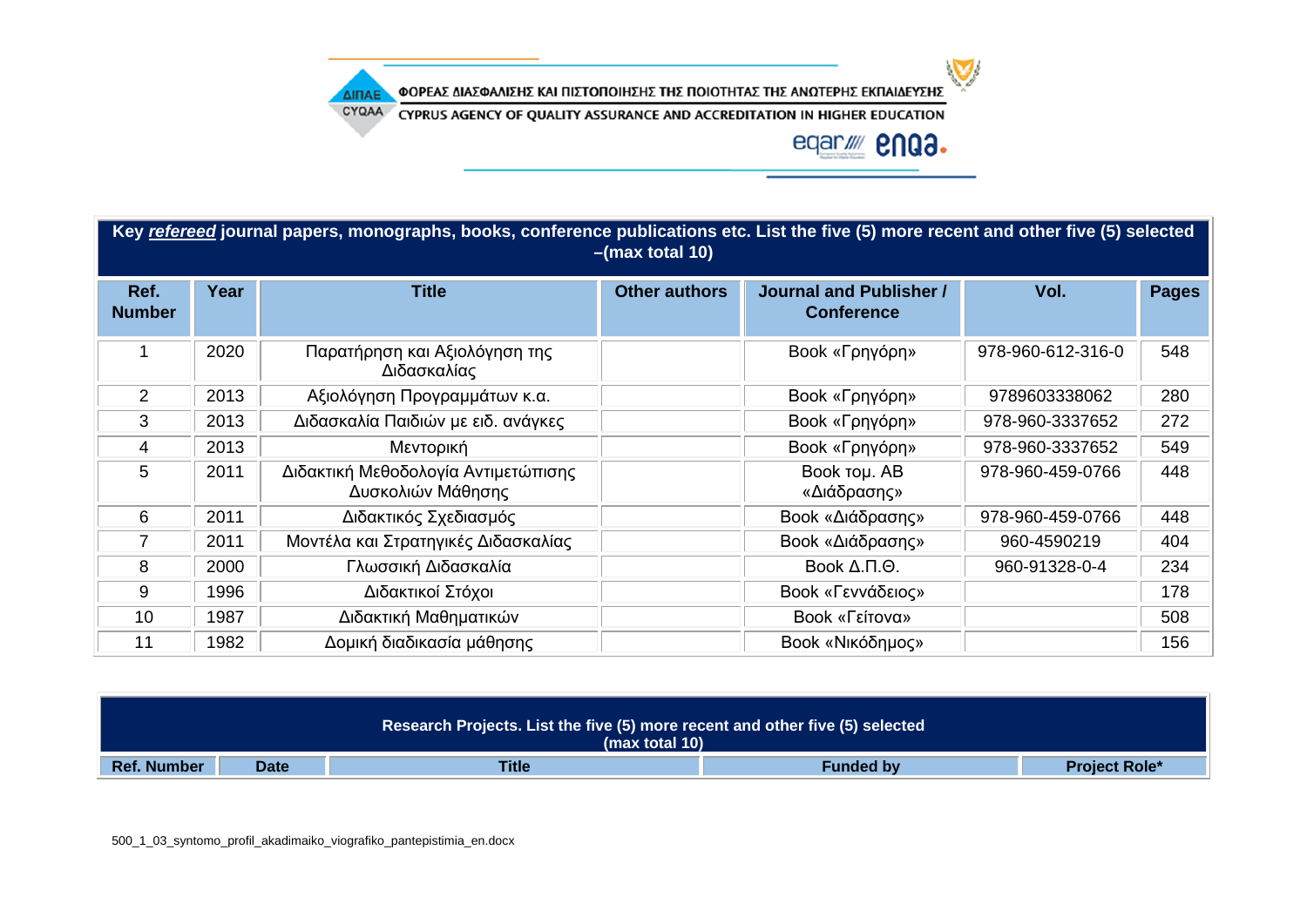| Key ***refereed*** journal papers, monographs, books, conference publications etc. List the five (5) more recent and other five (5) selected –(max total 10) | | | | | | |
|---|---|---|---|---|---|---|
| **Ref. Number** | **Year** | **Title** | **Other authors** | **Journal and Publisher / Conference** | **Vol.** | **Pages** |
| 1 | 2020 | Παρατήρηση και Αξιολόγηση της Διδασκαλίας | | Book «Γρηγόρη» | 978-960-612-316-0 | 548 |
| 2 | 2013 | Αξιολόγηση Προγραμμάτων κ.α. | | Book «Γρηγόρη» | 9789603338062 | 280 |
| 3 | 2013 | Διδασκαλία Παιδιών με ειδ. ανάγκες | | Book «Γρηγόρη» | 978-960-3337652 | 272 |
| 4 | 2013 | Μεντορική | | Book «Γρηγόρη» | 978-960-3337652 | 549 |
| 5 | 2011 | Διδακτική Μεθοδολογία Αντιμετώπισης Δυσκολιών Μάθησης | | Book τομ. ΑΒ «Διάδρασης» | 978-960-459-0766 | 448 |
| 6 | 2011 | Διδακτικός Σχεδιασμός | | Book «Διάδρασης» | 978-960-459-0766 | 448 |
| 7 | 2011 | Μοντέλα και Στρατηγικές Διδασκαλίας | | Book «Διάδρασης» | 960-4590219 | 404 |
| 8 | 2000 | Γλωσσική Διδασκαλία | | Book Δ.Π.Θ. | 960-91328-0-4 | 234 |
| 9 | 1996 | Διδακτικοί Στόχοι | | Book «Γεννάδειος» | | 178 |
| 10 | 1987 | Διδακτική Μαθηματικών | | Book «Γείτονα» | | 508 |
| 11 | 1982 | Δομική διαδικασία μάθησης | | Book «Νικόδημος» | | 156 |

| Research Projects. List the five (5) more recent and other five (5) selected (max total 10) | | | | |
|---|---|---|---|---|
| **Ref. Number** | **Date** | **Title** | **Funded by** | **Project Role*** |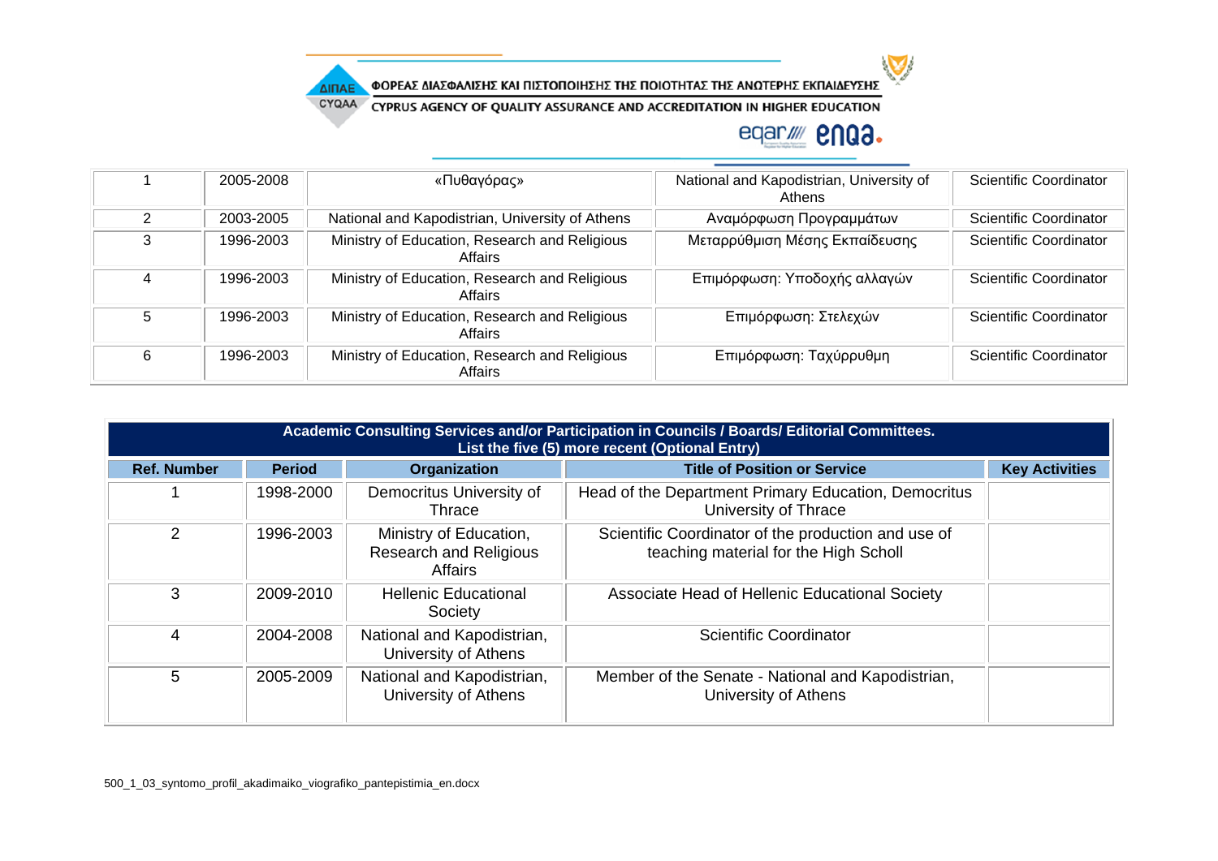| | | | | |
|---|---|---|---|---|
| 1 | 2005-2008 | «Πυθαγόρας» | National and Kapodistrian, University of Athens | Scientific Coordinator |
| 2 | 2003-2005 | National and Kapodistrian, University of Athens | Αναμόρφωση Προγραμμάτων | Scientific Coordinator |
| 3 | 1996-2003 | Ministry of Education, Research and Religious Affairs | Μεταρρύθμιση Μέσης Εκπαίδευσης | Scientific Coordinator |
| 4 | 1996-2003 | Ministry of Education, Research and Religious Affairs | Επιμόρφωση: Υποδοχής αλλαγών | Scientific Coordinator |
| 5 | 1996-2003 | Ministry of Education, Research and Religious Affairs | Επιμόρφωση: Στελεχών | Scientific Coordinator |
| 6 | 1996-2003 | Ministry of Education, Research and Religious Affairs | Επιμόρφωση: Ταχύρρυθμη | Scientific Coordinator |

**Academic Consulting Services and/or Participation in Councils / Boards/ Editorial Committees.**
**List the five (5) more recent (Optional Entry)**

| Ref. Number | Period | Organization | Title of Position or Service | Key Activities |
|---|---|---|---|---|
| 1 | 1998-2000 | Democritus University of Thrace | Head of the Department Primary Education, Democritus University of Thrace | |
| 2 | 1996-2003 | Ministry of Education, Research and Religious Affairs | Scientific Coordinator of the production and use of teaching material for the High Scholl | |
| 3 | 2009-2010 | Hellenic Educational Society | Associate Head of Hellenic Educational Society | |
| 4 | 2004-2008 | National and Kapodistrian, University of Athens | Scientific Coordinator | |
| 5 | 2005-2009 | National and Kapodistrian, University of Athens | Member of the Senate - National and Kapodistrian, University of Athens | |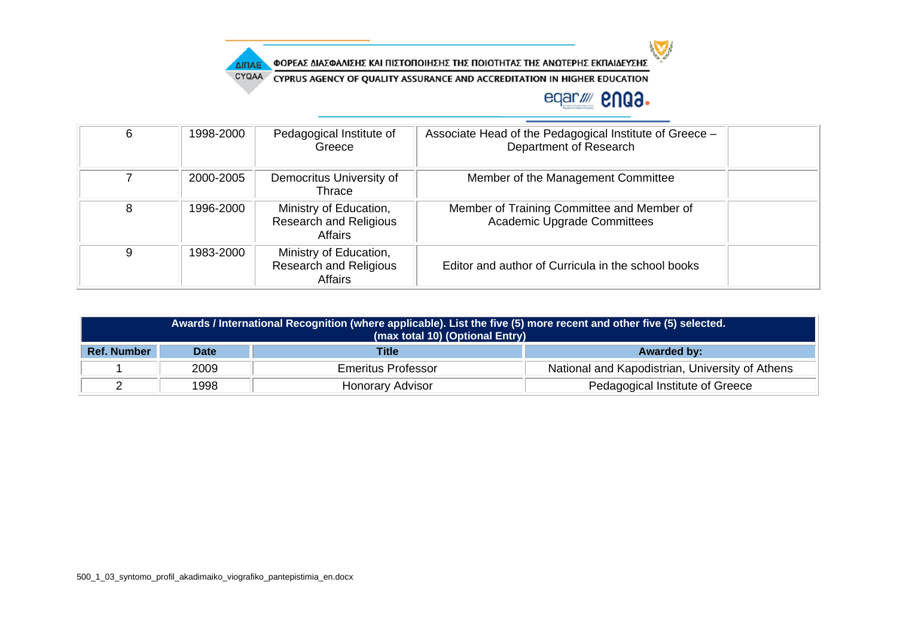| | | | | |
|---|---|---|---|---|
| 6 | 1998-2000 | Pedagogical Institute of Greece | Associate Head of the Pedagogical Institute of Greece – Department of Research | |
| 7 | 2000-2005 | Democritus University of Thrace | Member of the Management Committee | |
| 8 | 1996-2000 | Ministry of Education, Research and Religious Affairs | Member of Training Committee and Member of Academic Upgrade Committees | |
| 9 | 1983-2000 | Ministry of Education, Research and Religious Affairs | Editor and author of Curricula in the school books | |

| **Awards / International Recognition (where applicable). List the five (5) more recent and other five (5) selected. (max total 10) (Optional Entry)** | | | |
|---|---|---|---|
| **Ref. Number** | **Date** | **Title** | **Awarded by:** |
| 1 | 2009 | Emeritus Professor | National and Kapodistrian, University of Athens |
| 2 | 1998 | Honorary Advisor | Pedagogical Institute of Greece |